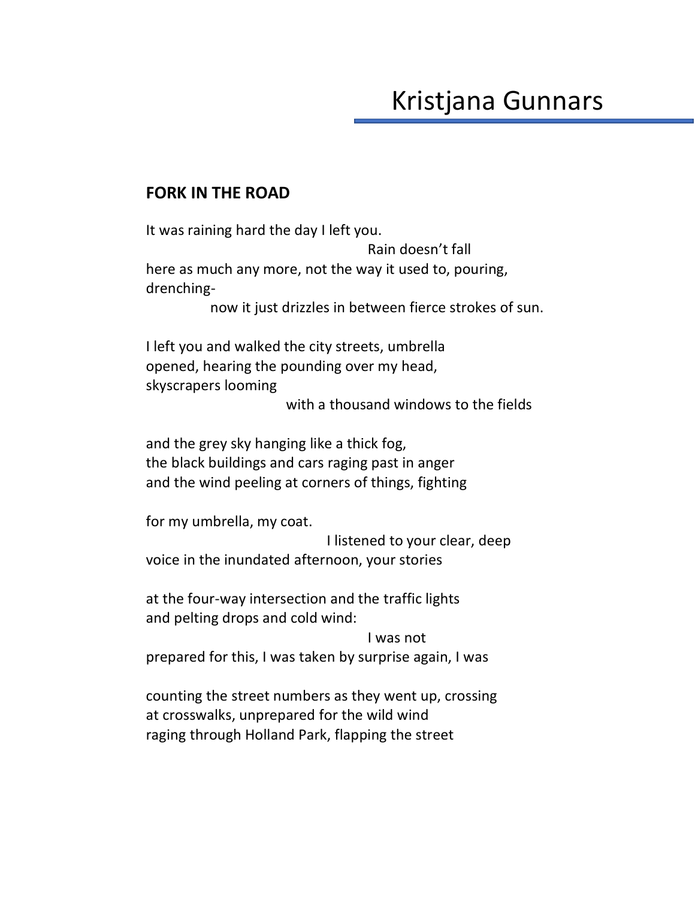# Kristjana Gunnars

## FORK IN THE ROAD

It was raining hard the day I left you.
                                        Rain doesn't fall
here as much any more, not the way it used to, pouring,
drenching-
            now it just drizzles in between fierce strokes of sun.

I left you and walked the city streets, umbrella
opened, hearing the pounding over my head,
skyscrapers looming
                        with a thousand windows to the fields

and the grey sky hanging like a thick fog,
the black buildings and cars raging past in anger
and the wind peeling at corners of things, fighting

for my umbrella, my coat.
                                    I listened to your clear, deep
voice in the inundated afternoon, your stories

at the four-way intersection and the traffic lights
and pelting drops and cold wind:
                                        I was not
prepared for this, I was taken by surprise again, I was

counting the street numbers as they went up, crossing
at crosswalks, unprepared for the wild wind
raging through Holland Park, flapping the street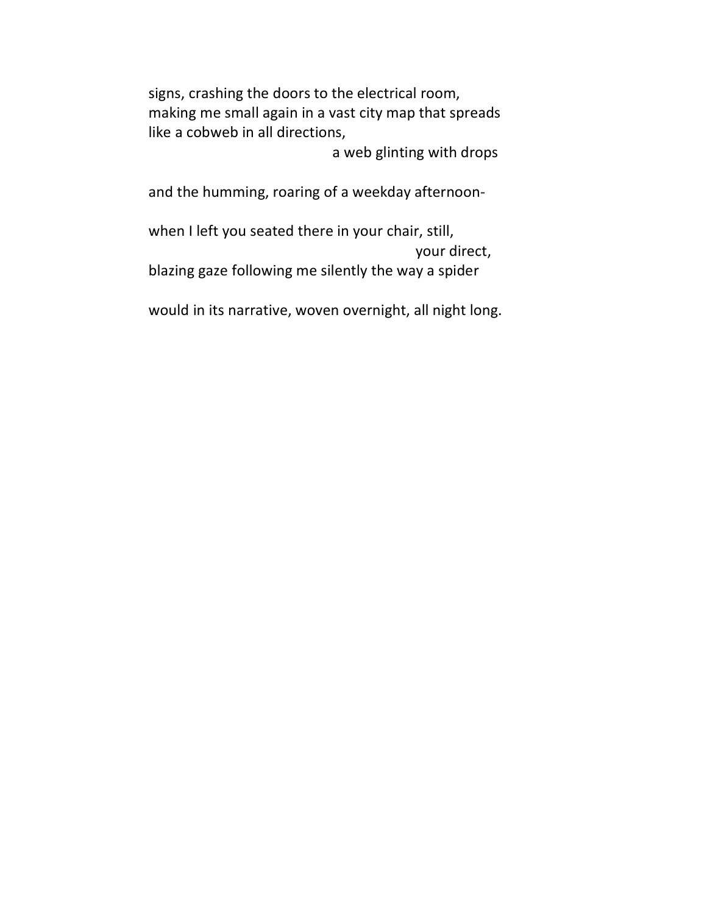signs, crashing the doors to the electrical room,
making me small again in a vast city map that spreads
like a cobweb in all directions,
                                        a web glinting with drops

and the humming, roaring of a weekday afternoon-

when I left you seated there in your chair, still,
                                                            your direct,
blazing gaze following me silently the way a spider

would in its narrative, woven overnight, all night long.